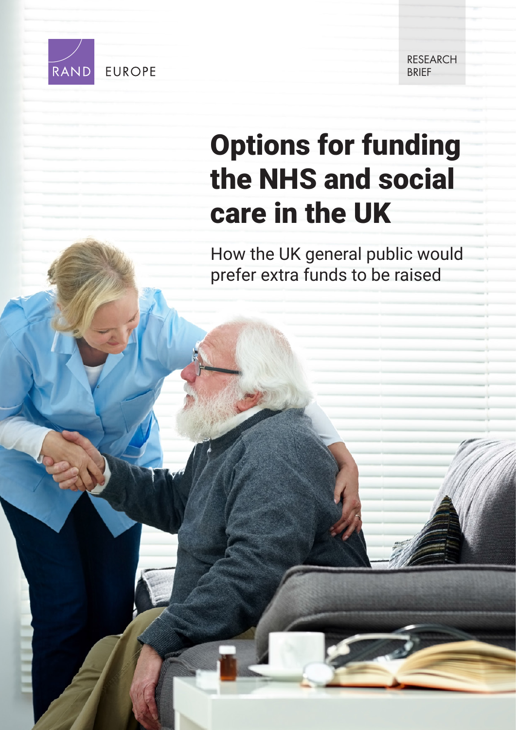RAND EUROPE

RESEARCH BRIEF

# Options for funding the NHS and social care in the UK

How the UK general public would prefer extra funds to be raised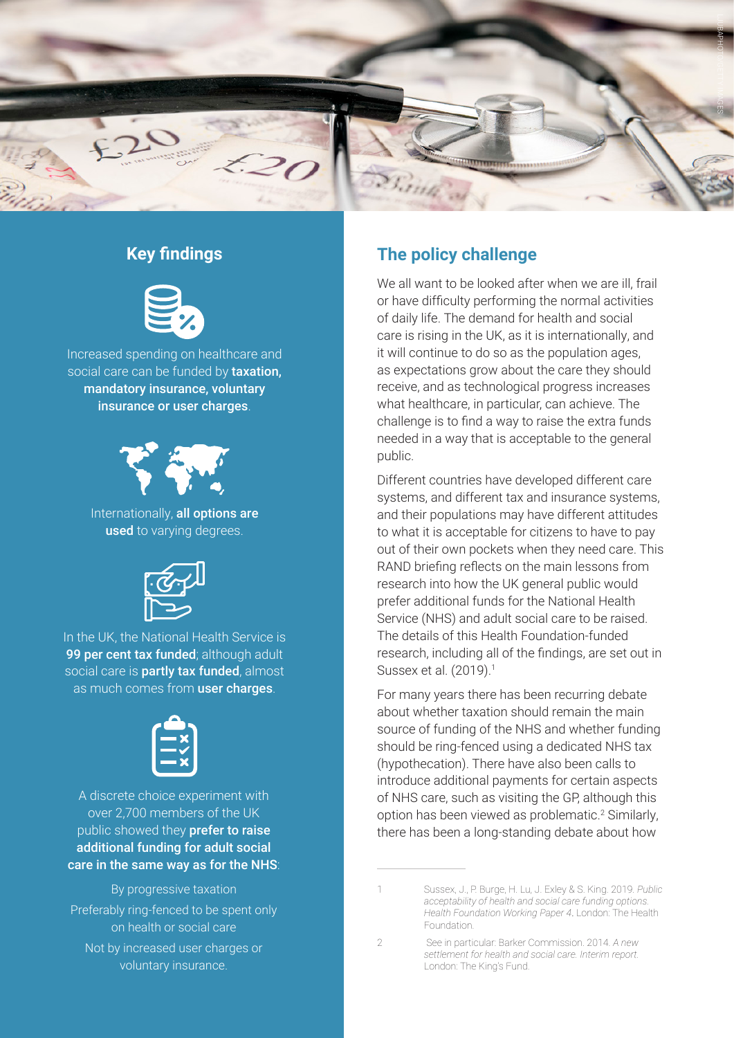## Key findings

Increased spending on healthcare and social care can be funded by **taxation, mandatory insurance, voluntary insurance or user charges**.

Internationally, **all options are used** to varying degrees.

In the UK, the National Health Service is **99 per cent tax funded**; although adult social care is **partly tax funded**, almost as much comes from **user charges**.

A discrete choice experiment with over 2,700 members of the UK public showed they **prefer to raise additional funding for adult social care in the same way as for the NHS**:

By progressive taxation

Preferably ring-fenced to be spent only on health or social care

Not by increased user charges or voluntary insurance.

## The policy challenge

We all want to be looked after when we are ill, frail or have difficulty performing the normal activities of daily life. The demand for health and social care is rising in the UK, as it is internationally, and it will continue to do so as the population ages, as expectations grow about the care they should receive, and as technological progress increases what healthcare, in particular, can achieve. The challenge is to find a way to raise the extra funds needed in a way that is acceptable to the general public.

Different countries have developed different care systems, and different tax and insurance systems, and their populations may have different attitudes to what it is acceptable for citizens to have to pay out of their own pockets when they need care. This RAND briefing reflects on the main lessons from research into how the UK general public would prefer additional funds for the National Health Service (NHS) and adult social care to be raised. The details of this Health Foundation-funded research, including all of the findings, are set out in Sussex et al. (2019).[1]

For many years there has been recurring debate about whether taxation should remain the main source of funding of the NHS and whether funding should be ring-fenced using a dedicated NHS tax (hypothecation). There have also been calls to introduce additional payments for certain aspects of NHS care, such as visiting the GP, although this option has been viewed as problematic.[2] Similarly, there has been a long-standing debate about how

---

1 Sussex, J., P. Burge, H. Lu, J. Exley & S. King. 2019. *Public acceptability of health and social care funding options. Health Foundation Working Paper 4*. London: The Health Foundation.

2 See in particular: Barker Commission. 2014. *A new settlement for health and social care. Interim report*. London: The King's Fund.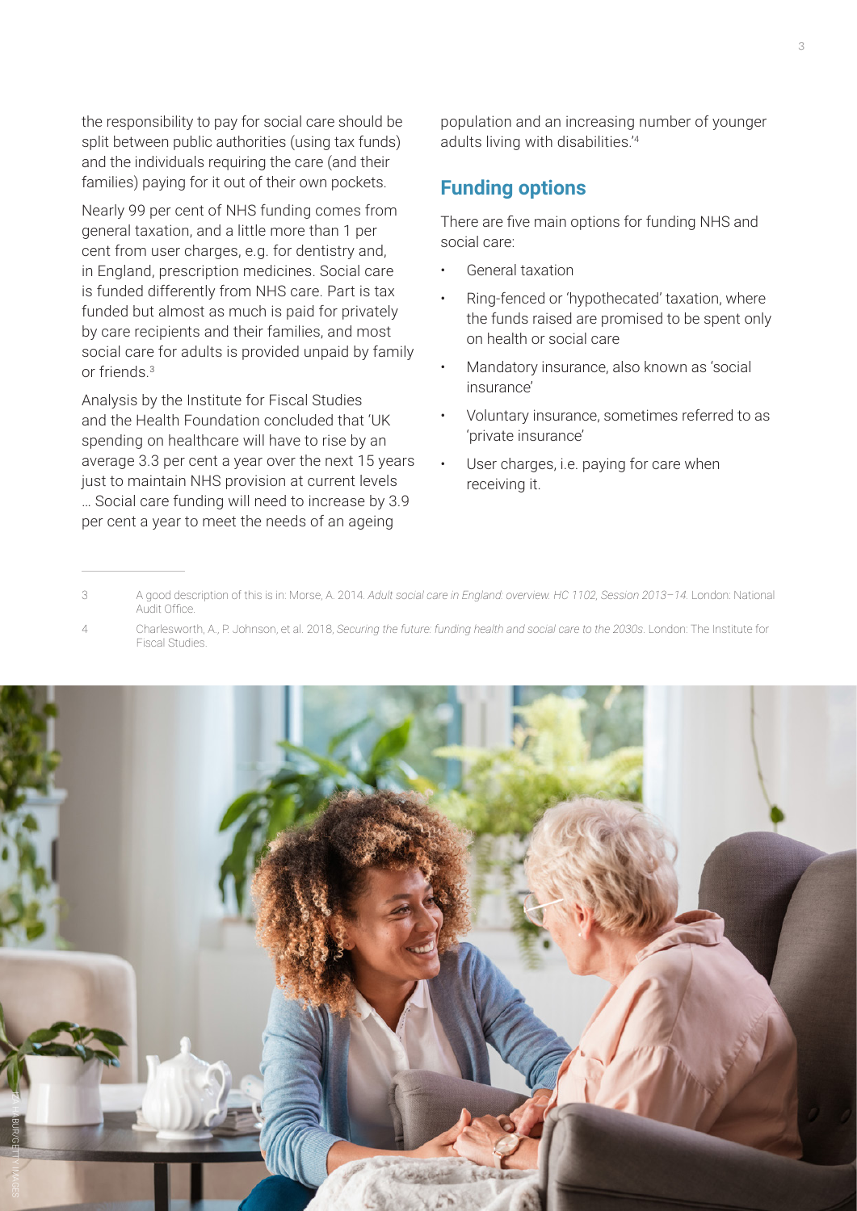the responsibility to pay for social care should be split between public authorities (using tax funds) and the individuals requiring the care (and their families) paying for it out of their own pockets.

Nearly 99 per cent of NHS funding comes from general taxation, and a little more than 1 per cent from user charges, e.g. for dentistry and, in England, prescription medicines. Social care is funded differently from NHS care. Part is tax funded but almost as much is paid for privately by care recipients and their families, and most social care for adults is provided unpaid by family or friends.[3]

Analysis by the Institute for Fiscal Studies and the Health Foundation concluded that 'UK spending on healthcare will have to rise by an average 3.3 per cent a year over the next 15 years just to maintain NHS provision at current levels … Social care funding will need to increase by 3.9 per cent a year to meet the needs of an ageing population and an increasing number of younger adults living with disabilities.'[4]

## Funding options

There are five main options for funding NHS and social care:

- General taxation
- Ring-fenced or 'hypothecated' taxation, where the funds raised are promised to be spent only on health or social care
- Mandatory insurance, also known as 'social insurance'
- Voluntary insurance, sometimes referred to as 'private insurance'
- User charges, i.e. paying for care when receiving it.

---

3 A good description of this is in: Morse, A. 2014. *Adult social care in England: overview. HC 1102, Session 2013–14.* London: National Audit Office.

4 Charlesworth, A., P. Johnson, et al. 2018, *Securing the future: funding health and social care to the 2030s*. London: The Institute for Fiscal Studies.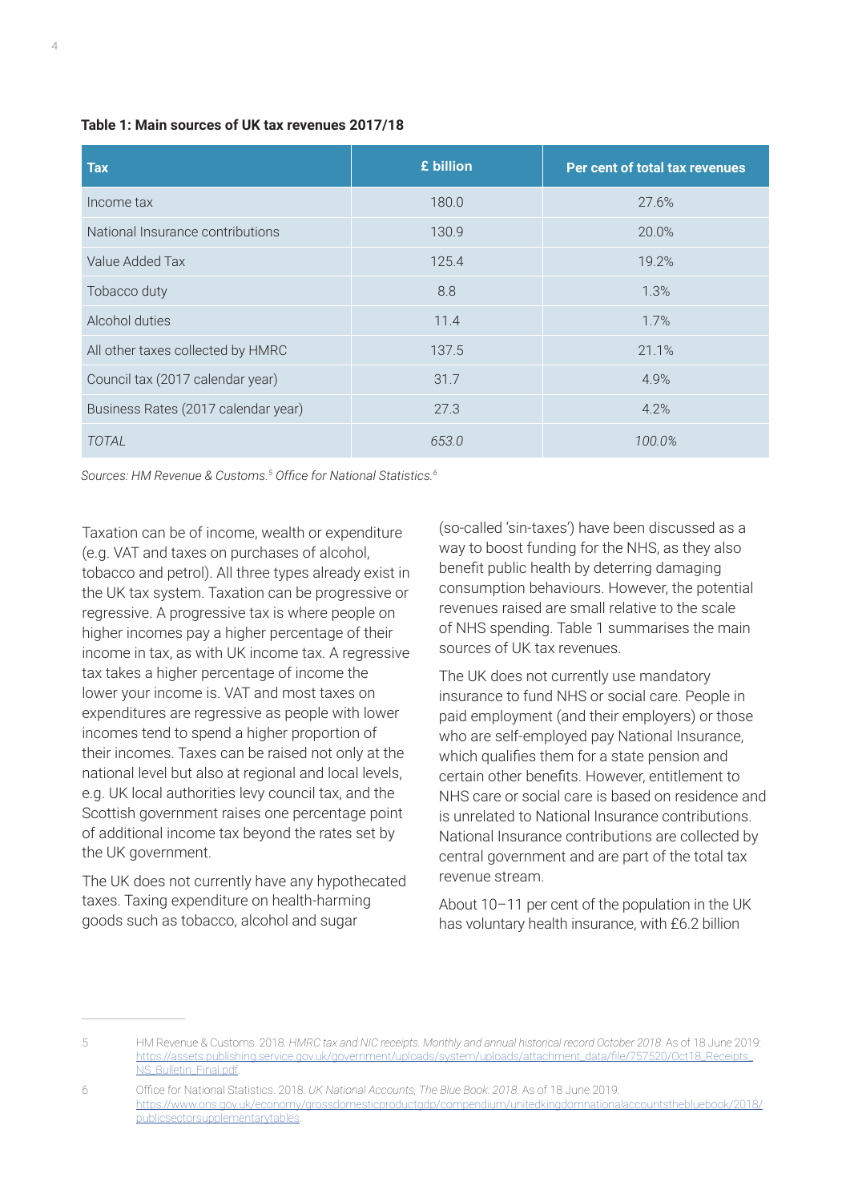**Table 1: Main sources of UK tax revenues 2017/18**

| Tax | £ billion | Per cent of total tax revenues |
|---|---|---|
| Income tax | 180.0 | 27.6% |
| National Insurance contributions | 130.9 | 20.0% |
| Value Added Tax | 125.4 | 19.2% |
| Tobacco duty | 8.8 | 1.3% |
| Alcohol duties | 11.4 | 1.7% |
| All other taxes collected by HMRC | 137.5 | 21.1% |
| Council tax (2017 calendar year) | 31.7 | 4.9% |
| Business Rates (2017 calendar year) | 27.3 | 4.2% |
| *TOTAL* | *653.0* | *100.0%* |

*Sources: HM Revenue & Customs.*[5] *Office for National Statistics.*[6]

Taxation can be of income, wealth or expenditure (e.g. VAT and taxes on purchases of alcohol, tobacco and petrol). All three types already exist in the UK tax system. Taxation can be progressive or regressive. A progressive tax is where people on higher incomes pay a higher percentage of their income in tax, as with UK income tax. A regressive tax takes a higher percentage of income the lower your income is. VAT and most taxes on expenditures are regressive as people with lower incomes tend to spend a higher proportion of their incomes. Taxes can be raised not only at the national level but also at regional and local levels, e.g. UK local authorities levy council tax, and the Scottish government raises one percentage point of additional income tax beyond the rates set by the UK government.

The UK does not currently have any hypothecated taxes. Taxing expenditure on health-harming goods such as tobacco, alcohol and sugar (so-called 'sin-taxes') have been discussed as a way to boost funding for the NHS, as they also benefit public health by deterring damaging consumption behaviours. However, the potential revenues raised are small relative to the scale of NHS spending. Table 1 summarises the main sources of UK tax revenues.

The UK does not currently use mandatory insurance to fund NHS or social care. People in paid employment (and their employers) or those who are self-employed pay National Insurance, which qualifies them for a state pension and certain other benefits. However, entitlement to NHS care or social care is based on residence and is unrelated to National Insurance contributions. National Insurance contributions are collected by central government and are part of the total tax revenue stream.

About 10–11 per cent of the population in the UK has voluntary health insurance, with £6.2 billion

---

5 HM Revenue & Customs. 2018. *HMRC tax and NIC receipts. Monthly and annual historical record October 2018.* As of 18 June 2019: https://assets.publishing.service.gov.uk/government/uploads/system/uploads/attachment_data/file/757520/Oct18_Receipts_NS_Bulletin_Final.pdf.

6 Office for National Statistics. 2018. *UK National Accounts, The Blue Book: 2018.* As of 18 June 2019: https://www.ons.gov.uk/economy/grossdomesticproductgdp/compendium/unitedkingdomnationalaccountsthebluebook/2018/publicsectorsupplementarytables.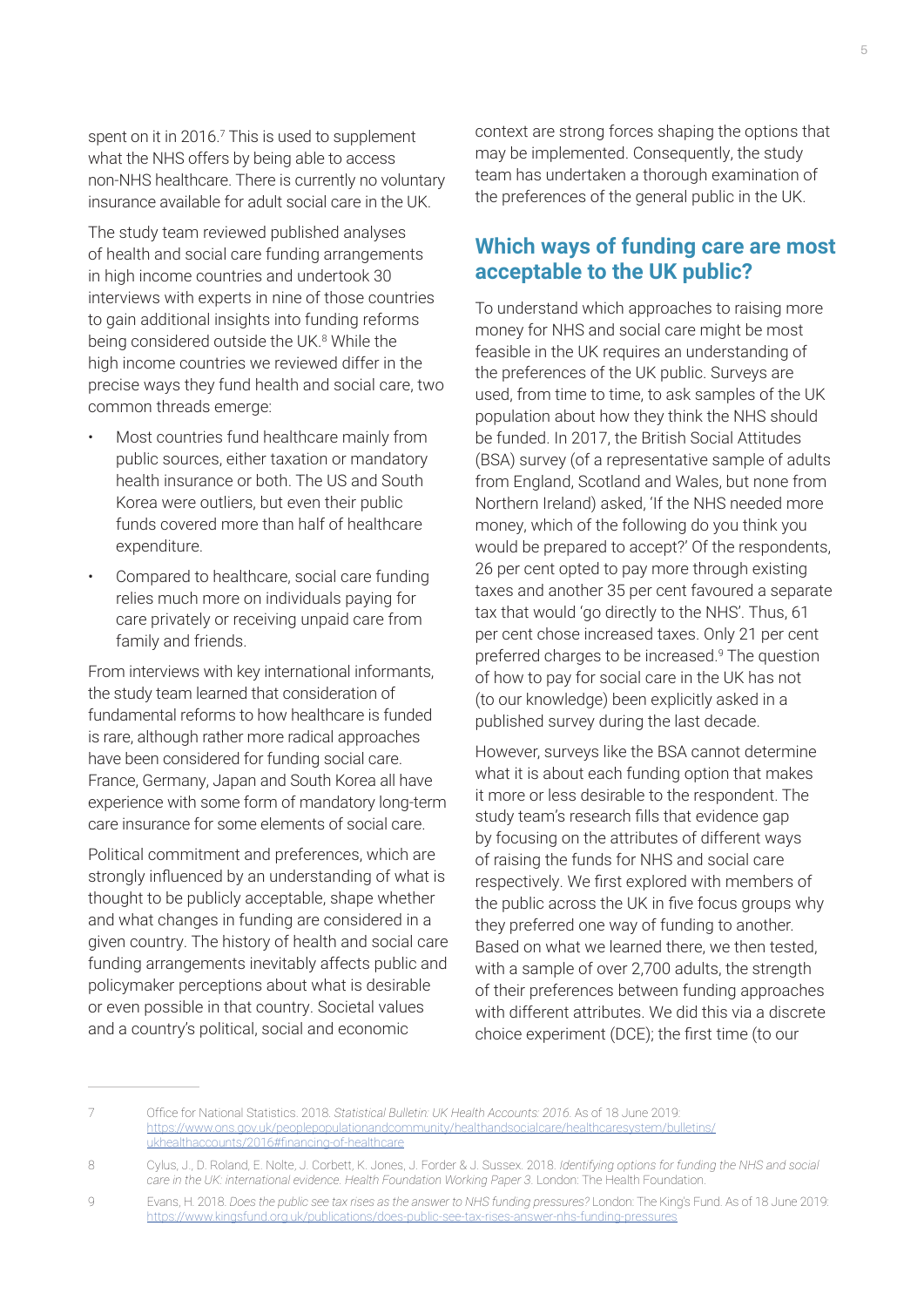spent on it in 2016.[7] This is used to supplement what the NHS offers by being able to access non-NHS healthcare. There is currently no voluntary insurance available for adult social care in the UK.

The study team reviewed published analyses of health and social care funding arrangements in high income countries and undertook 30 interviews with experts in nine of those countries to gain additional insights into funding reforms being considered outside the UK.[8] While the high income countries we reviewed differ in the precise ways they fund health and social care, two common threads emerge:

- Most countries fund healthcare mainly from public sources, either taxation or mandatory health insurance or both. The US and South Korea were outliers, but even their public funds covered more than half of healthcare expenditure.
- Compared to healthcare, social care funding relies much more on individuals paying for care privately or receiving unpaid care from family and friends.

From interviews with key international informants, the study team learned that consideration of fundamental reforms to how healthcare is funded is rare, although rather more radical approaches have been considered for funding social care. France, Germany, Japan and South Korea all have experience with some form of mandatory long-term care insurance for some elements of social care.

Political commitment and preferences, which are strongly influenced by an understanding of what is thought to be publicly acceptable, shape whether and what changes in funding are considered in a given country. The history of health and social care funding arrangements inevitably affects public and policymaker perceptions about what is desirable or even possible in that country. Societal values and a country's political, social and economic context are strong forces shaping the options that may be implemented. Consequently, the study team has undertaken a thorough examination of the preferences of the general public in the UK.

## Which ways of funding care are most acceptable to the UK public?

To understand which approaches to raising more money for NHS and social care might be most feasible in the UK requires an understanding of the preferences of the UK public. Surveys are used, from time to time, to ask samples of the UK population about how they think the NHS should be funded. In 2017, the British Social Attitudes (BSA) survey (of a representative sample of adults from England, Scotland and Wales, but none from Northern Ireland) asked, 'If the NHS needed more money, which of the following do you think you would be prepared to accept?' Of the respondents, 26 per cent opted to pay more through existing taxes and another 35 per cent favoured a separate tax that would 'go directly to the NHS'. Thus, 61 per cent chose increased taxes. Only 21 per cent preferred charges to be increased.[9] The question of how to pay for social care in the UK has not (to our knowledge) been explicitly asked in a published survey during the last decade.

However, surveys like the BSA cannot determine what it is about each funding option that makes it more or less desirable to the respondent. The study team's research fills that evidence gap by focusing on the attributes of different ways of raising the funds for NHS and social care respectively. We first explored with members of the public across the UK in five focus groups why they preferred one way of funding to another. Based on what we learned there, we then tested, with a sample of over 2,700 adults, the strength of their preferences between funding approaches with different attributes. We did this via a discrete choice experiment (DCE); the first time (to our

---

7 Office for National Statistics. 2018. *Statistical Bulletin: UK Health Accounts: 2016.* As of 18 June 2019: https://www.ons.gov.uk/peoplepopulationandcommunity/healthandsocialcare/healthcaresystem/bulletins/ukhealthaccounts/2016#financing-of-healthcare

8 Cylus, J., D. Roland, E. Nolte, J. Corbett, K. Jones, J. Forder & J. Sussex. 2018. *Identifying options for funding the NHS and social care in the UK: international evidence. Health Foundation Working Paper 3.* London: The Health Foundation.

9 Evans, H. 2018. *Does the public see tax rises as the answer to NHS funding pressures?* London: The King's Fund. As of 18 June 2019: https://www.kingsfund.org.uk/publications/does-public-see-tax-rises-answer-nhs-funding-pressures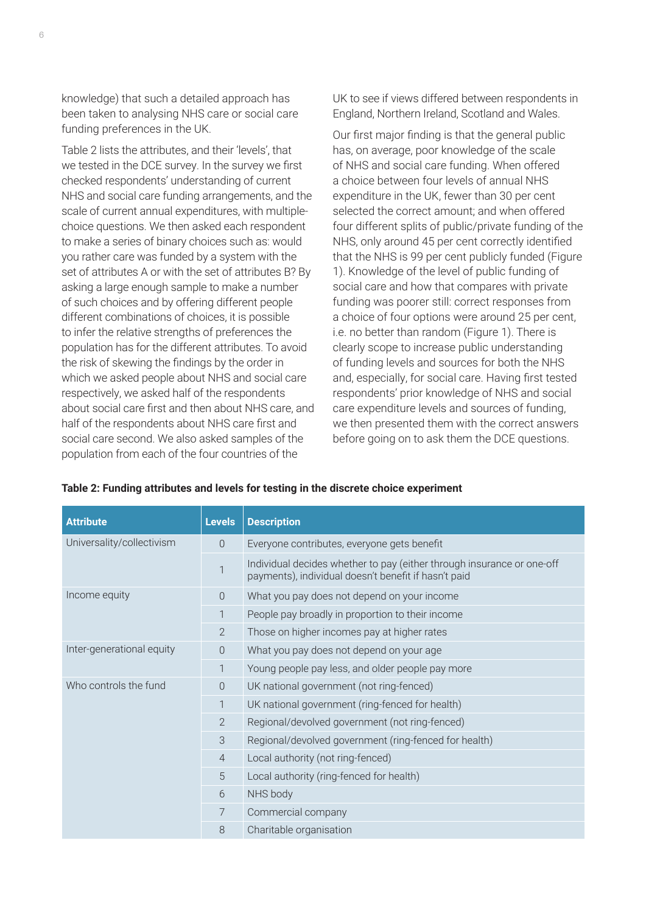knowledge) that such a detailed approach has been taken to analysing NHS care or social care funding preferences in the UK.

Table 2 lists the attributes, and their 'levels', that we tested in the DCE survey. In the survey we first checked respondents' understanding of current NHS and social care funding arrangements, and the scale of current annual expenditures, with multiple-choice questions. We then asked each respondent to make a series of binary choices such as: would you rather care was funded by a system with the set of attributes A or with the set of attributes B? By asking a large enough sample to make a number of such choices and by offering different people different combinations of choices, it is possible to infer the relative strengths of preferences the population has for the different attributes. To avoid the risk of skewing the findings by the order in which we asked people about NHS and social care respectively, we asked half of the respondents about social care first and then about NHS care, and half of the respondents about NHS care first and social care second. We also asked samples of the population from each of the four countries of the UK to see if views differed between respondents in England, Northern Ireland, Scotland and Wales.

Our first major finding is that the general public has, on average, poor knowledge of the scale of NHS and social care funding. When offered a choice between four levels of annual NHS expenditure in the UK, fewer than 30 per cent selected the correct amount; and when offered four different splits of public/private funding of the NHS, only around 45 per cent correctly identified that the NHS is 99 per cent publicly funded (Figure 1). Knowledge of the level of public funding of social care and how that compares with private funding was poorer still: correct responses from a choice of four options were around 25 per cent, i.e. no better than random (Figure 1). There is clearly scope to increase public understanding of funding levels and sources for both the NHS and, especially, for social care. Having first tested respondents' prior knowledge of NHS and social care expenditure levels and sources of funding, we then presented them with the correct answers before going on to ask them the DCE questions.

**Table 2: Funding attributes and levels for testing in the discrete choice experiment**

| Attribute | Levels | Description |
|---|---|---|
| Universality/collectivism | 0 | Everyone contributes, everyone gets benefit |
| | 1 | Individual decides whether to pay (either through insurance or one-off payments), individual doesn't benefit if hasn't paid |
| Income equity | 0 | What you pay does not depend on your income |
| | 1 | People pay broadly in proportion to their income |
| | 2 | Those on higher incomes pay at higher rates |
| Inter-generational equity | 0 | What you pay does not depend on your age |
| | 1 | Young people pay less, and older people pay more |
| Who controls the fund | 0 | UK national government (not ring-fenced) |
| | 1 | UK national government (ring-fenced for health) |
| | 2 | Regional/devolved government (not ring-fenced) |
| | 3 | Regional/devolved government (ring-fenced for health) |
| | 4 | Local authority (not ring-fenced) |
| | 5 | Local authority (ring-fenced for health) |
| | 6 | NHS body |
| | 7 | Commercial company |
| | 8 | Charitable organisation |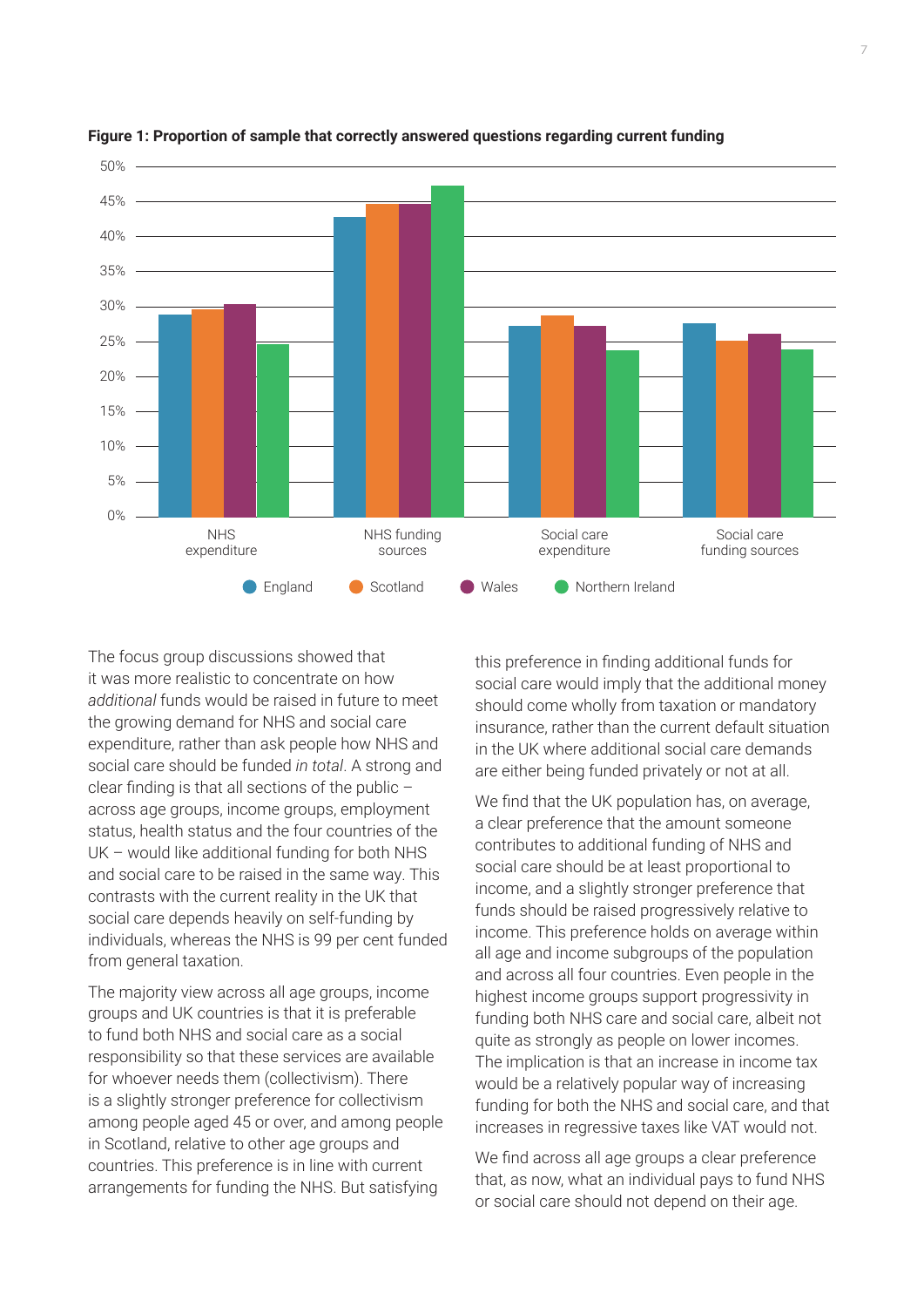**Figure 1: Proportion of sample that correctly answered questions regarding current funding**

The focus group discussions showed that it was more realistic to concentrate on how *additional* funds would be raised in future to meet the growing demand for NHS and social care expenditure, rather than ask people how NHS and social care should be funded *in total*. A strong and clear finding is that all sections of the public – across age groups, income groups, employment status, health status and the four countries of the UK – would like additional funding for both NHS and social care to be raised in the same way. This contrasts with the current reality in the UK that social care depends heavily on self-funding by individuals, whereas the NHS is 99 per cent funded from general taxation.

The majority view across all age groups, income groups and UK countries is that it is preferable to fund both NHS and social care as a social responsibility so that these services are available for whoever needs them (collectivism). There is a slightly stronger preference for collectivism among people aged 45 or over, and among people in Scotland, relative to other age groups and countries. This preference is in line with current arrangements for funding the NHS. But satisfying this preference in finding additional funds for social care would imply that the additional money should come wholly from taxation or mandatory insurance, rather than the current default situation in the UK where additional social care demands are either being funded privately or not at all.

We find that the UK population has, on average, a clear preference that the amount someone contributes to additional funding of NHS and social care should be at least proportional to income, and a slightly stronger preference that funds should be raised progressively relative to income. This preference holds on average within all age and income subgroups of the population and across all four countries. Even people in the highest income groups support progressivity in funding both NHS care and social care, albeit not quite as strongly as people on lower incomes. The implication is that an increase in income tax would be a relatively popular way of increasing funding for both the NHS and social care, and that increases in regressive taxes like VAT would not.

We find across all age groups a clear preference that, as now, what an individual pays to fund NHS or social care should not depend on their age.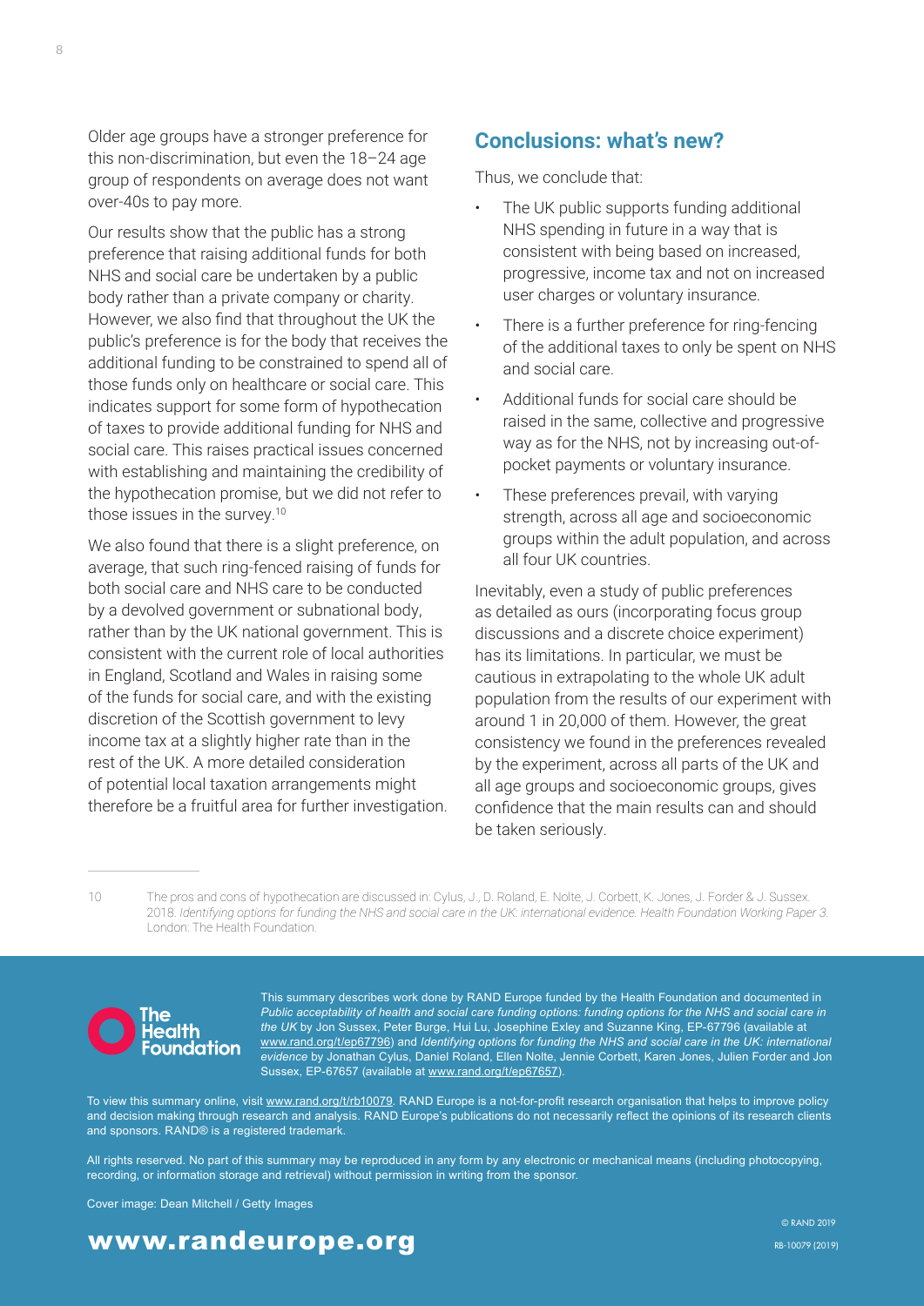Older age groups have a stronger preference for this non-discrimination, but even the 18–24 age group of respondents on average does not want over-40s to pay more.

Our results show that the public has a strong preference that raising additional funds for both NHS and social care be undertaken by a public body rather than a private company or charity. However, we also find that throughout the UK the public's preference is for the body that receives the additional funding to be constrained to spend all of those funds only on healthcare or social care. This indicates support for some form of hypothecation of taxes to provide additional funding for NHS and social care. This raises practical issues concerned with establishing and maintaining the credibility of the hypothecation promise, but we did not refer to those issues in the survey.[10]

We also found that there is a slight preference, on average, that such ring-fenced raising of funds for both social care and NHS care to be conducted by a devolved government or subnational body, rather than by the UK national government. This is consistent with the current role of local authorities in England, Scotland and Wales in raising some of the funds for social care, and with the existing discretion of the Scottish government to levy income tax at a slightly higher rate than in the rest of the UK. A more detailed consideration of potential local taxation arrangements might therefore be a fruitful area for further investigation.

## Conclusions: what's new?

Thus, we conclude that:

- The UK public supports funding additional NHS spending in future in a way that is consistent with being based on increased, progressive, income tax and not on increased user charges or voluntary insurance.
- There is a further preference for ring-fencing of the additional taxes to only be spent on NHS and social care.
- Additional funds for social care should be raised in the same, collective and progressive way as for the NHS, not by increasing out-of-pocket payments or voluntary insurance.
- These preferences prevail, with varying strength, across all age and socioeconomic groups within the adult population, and across all four UK countries.

Inevitably, even a study of public preferences as detailed as ours (incorporating focus group discussions and a discrete choice experiment) has its limitations. In particular, we must be cautious in extrapolating to the whole UK adult population from the results of our experiment with around 1 in 20,000 of them. However, the great consistency we found in the preferences revealed by the experiment, across all parts of the UK and all age groups and socioeconomic groups, gives confidence that the main results can and should be taken seriously.

---

10 The pros and cons of hypothecation are discussed in: Cylus, J., D. Roland, E. Nolte, J. Corbett, K. Jones, J. Forder & J. Sussex. 2018. *Identifying options for funding the NHS and social care in the UK: international evidence. Health Foundation Working Paper 3.* London: The Health Foundation.

The Health Foundation

This summary describes work done by RAND Europe funded by the Health Foundation and documented in *Public acceptability of health and social care funding options: funding options for the NHS and social care in the UK* by Jon Sussex, Peter Burge, Hui Lu, Josephine Exley and Suzanne King, EP-67796 (available at www.rand.org/t/ep67796) and *Identifying options for funding the NHS and social care in the UK: international evidence* by Jonathan Cylus, Daniel Roland, Ellen Nolte, Jennie Corbett, Karen Jones, Julien Forder and Jon Sussex, EP-67657 (available at www.rand.org/t/ep67657).

To view this summary online, visit www.rand.org/t/rb10079. RAND Europe is a not-for-profit research organisation that helps to improve policy and decision making through research and analysis. RAND Europe's publications do not necessarily reflect the opinions of its research clients and sponsors. RAND® is a registered trademark.

All rights reserved. No part of this summary may be reproduced in any form by any electronic or mechanical means (including photocopying, recording, or information storage and retrieval) without permission in writing from the sponsor.

Cover image: Dean Mitchell / Getty Images

**www.randeurope.org**

© RAND 2019

RB-10079 (2019)